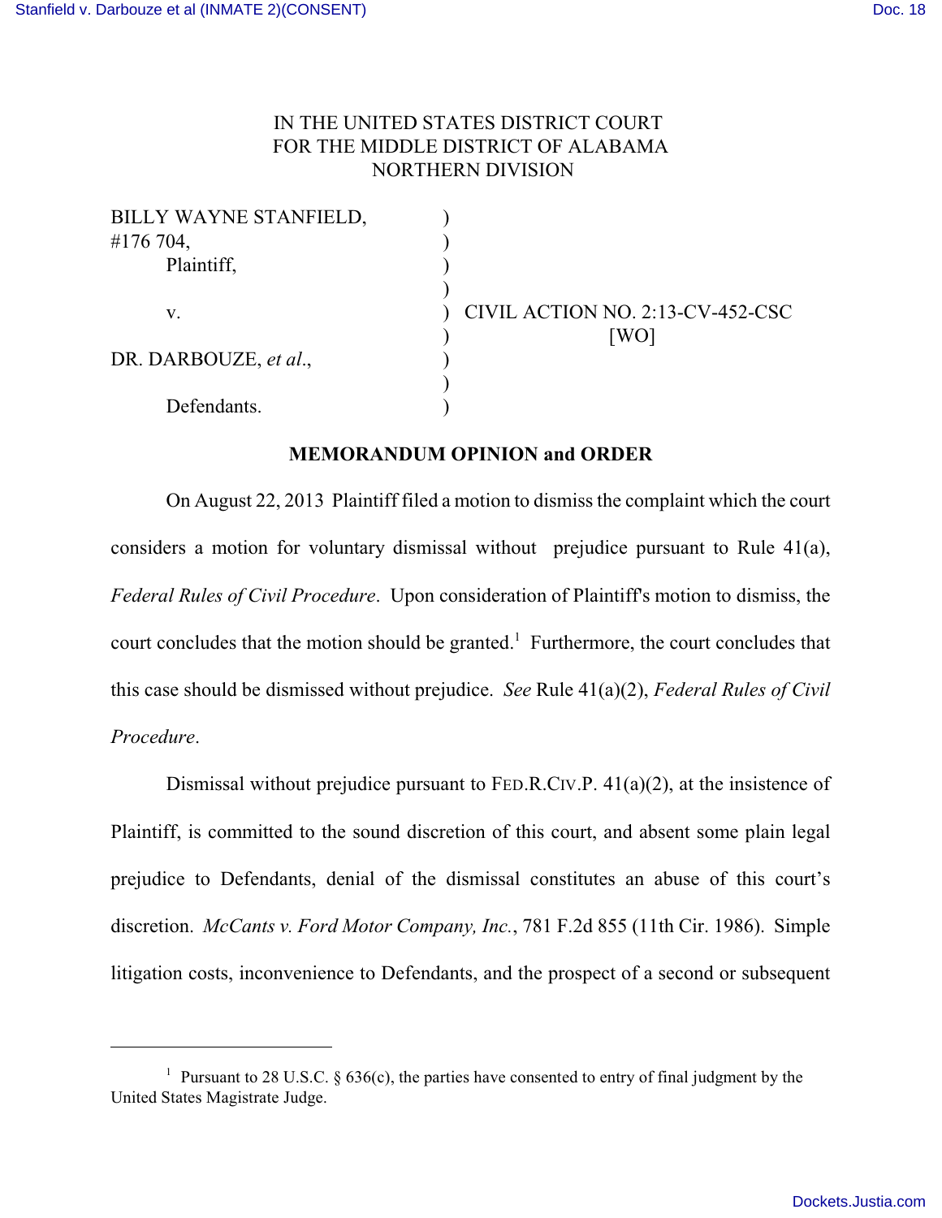IN THE UNITED STATES DISTRICT COURT
FOR THE MIDDLE DISTRICT OF ALABAMA
NORTHERN DIVISION

BILLY WAYNE STANFIELD, #176 704,
Plaintiff,

v.

DR. DARBOUZE, *et al*.,

Defendants.

CIVIL ACTION NO. 2:13-CV-452-CSC
[WO]

**MEMORANDUM OPINION and ORDER**

On August 22, 2013 Plaintiff filed a motion to dismiss the complaint which the court considers a motion for voluntary dismissal without prejudice pursuant to Rule 41(a), *Federal Rules of Civil Procedure*. Upon consideration of Plaintiff's motion to dismiss, the court concludes that the motion should be granted.[1] Furthermore, the court concludes that this case should be dismissed without prejudice. *See* Rule 41(a)(2), *Federal Rules of Civil Procedure*.

Dismissal without prejudice pursuant to FED.R.CIV.P. 41(a)(2), at the insistence of Plaintiff, is committed to the sound discretion of this court, and absent some plain legal prejudice to Defendants, denial of the dismissal constitutes an abuse of this court's discretion. *McCants v. Ford Motor Company, Inc.*, 781 F.2d 855 (11th Cir. 1986). Simple litigation costs, inconvenience to Defendants, and the prospect of a second or subsequent

[1] Pursuant to 28 U.S.C. § 636(c), the parties have consented to entry of final judgment by the United States Magistrate Judge.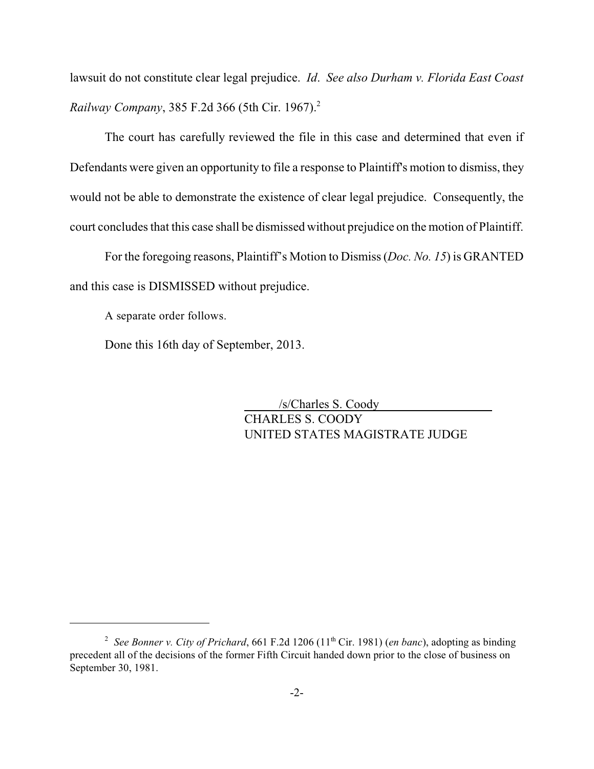lawsuit do not constitute clear legal prejudice. *Id*. *See also Durham v. Florida East Coast Railway Company*, 385 F.2d 366 (5th Cir. 1967).[2]

The court has carefully reviewed the file in this case and determined that even if Defendants were given an opportunity to file a response to Plaintiff's motion to dismiss, they would not be able to demonstrate the existence of clear legal prejudice. Consequently, the court concludes that this case shall be dismissed without prejudice on the motion of Plaintiff.

For the foregoing reasons, Plaintiff's Motion to Dismiss (*Doc. No. 15*) is GRANTED and this case is DISMISSED without prejudice.

A separate order follows.

Done this 16th day of September, 2013.

/s/Charles S. Coody
CHARLES S. COODY
UNITED STATES MAGISTRATE JUDGE

---

[2] *See Bonner v. City of Prichard*, 661 F.2d 1206 (11th Cir. 1981) (*en banc*), adopting as binding precedent all of the decisions of the former Fifth Circuit handed down prior to the close of business on September 30, 1981.